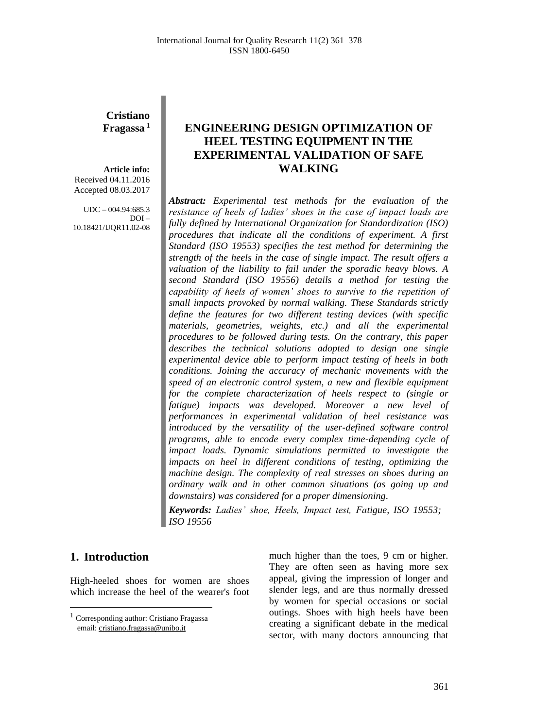**Cristiano Fragassa** [1]

**Article info:**
Received 04.11.2016
Accepted 08.03.2017

UDC – 004.94:685.3
DOI – 10.18421/IJQR11.02-08

# ENGINEERING DESIGN OPTIMIZATION OF HEEL TESTING EQUIPMENT IN THE EXPERIMENTAL VALIDATION OF SAFE WALKING

***Abstract:*** *Experimental test methods for the evaluation of the resistance of heels of ladies' shoes in the case of impact loads are fully defined by International Organization for Standardization (ISO) procedures that indicate all the conditions of experiment. A first Standard (ISO 19553) specifies the test method for determining the strength of the heels in the case of single impact. The result offers a valuation of the liability to fail under the sporadic heavy blows. A second Standard (ISO 19556) details a method for testing the capability of heels of women' shoes to survive to the repetition of small impacts provoked by normal walking. These Standards strictly define the features for two different testing devices (with specific materials, geometries, weights, etc.) and all the experimental procedures to be followed during tests. On the contrary, this paper describes the technical solutions adopted to design one single experimental device able to perform impact testing of heels in both conditions. Joining the accuracy of mechanic movements with the speed of an electronic control system, a new and flexible equipment for the complete characterization of heels respect to (single or fatigue) impacts was developed. Moreover a new level of performances in experimental validation of heel resistance was introduced by the versatility of the user-defined software control programs, able to encode every complex time-depending cycle of impact loads. Dynamic simulations permitted to investigate the impacts on heel in different conditions of testing, optimizing the machine design. The complexity of real stresses on shoes during an ordinary walk and in other common situations (as going up and downstairs) was considered for a proper dimensioning.*

***Keywords:*** *Ladies' shoe, Heels, Impact test, Fatigue, ISO 19553; ISO 19556*

## 1. Introduction

High-heeled shoes for women are shoes which increase the heel of the wearer's foot much higher than the toes, 9 cm or higher. They are often seen as having more sex appeal, giving the impression of longer and slender legs, and are thus normally dressed by women for special occasions or social outings. Shoes with high heels have been creating a significant debate in the medical sector, with many doctors announcing that

[1] Corresponding author: Cristiano Fragassa
email: cristiano.fragassa@unibo.it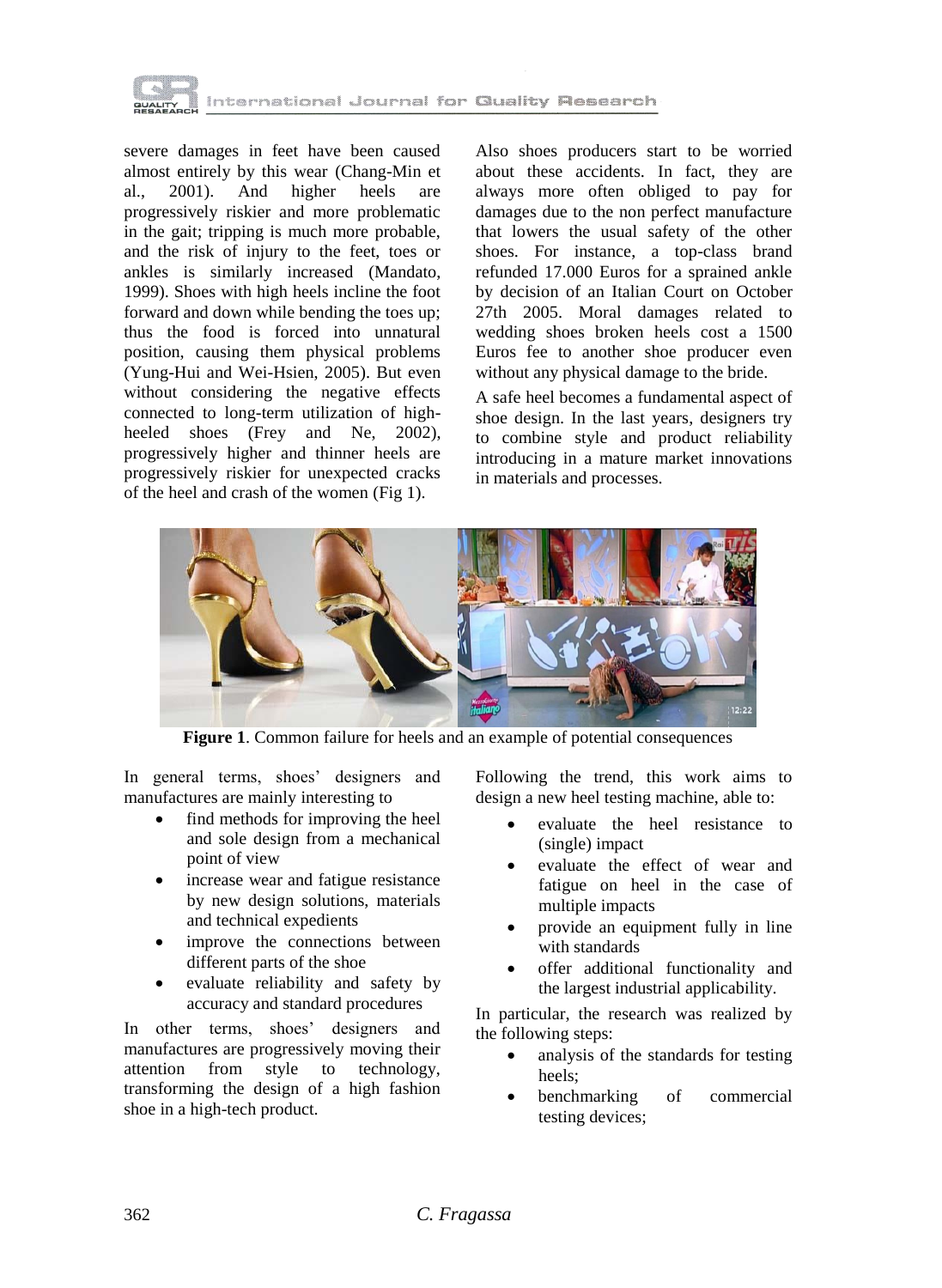severe damages in feet have been caused almost entirely by this wear (Chang-Min et al., 2001). And higher heels are progressively riskier and more problematic in the gait; tripping is much more probable, and the risk of injury to the feet, toes or ankles is similarly increased (Mandato, 1999). Shoes with high heels incline the foot forward and down while bending the toes up; thus the food is forced into unnatural position, causing them physical problems (Yung-Hui and Wei-Hsien, 2005). But even without considering the negative effects connected to long-term utilization of high-heeled shoes (Frey and Ne, 2002), progressively higher and thinner heels are progressively riskier for unexpected cracks of the heel and crash of the women (Fig 1).

Also shoes producers start to be worried about these accidents. In fact, they are always more often obliged to pay for damages due to the non perfect manufacture that lowers the usual safety of the other shoes. For instance, a top-class brand refunded 17.000 Euros for a sprained ankle by decision of an Italian Court on October 27th 2005. Moral damages related to wedding shoes broken heels cost a 1500 Euros fee to another shoe producer even without any physical damage to the bride.

A safe heel becomes a fundamental aspect of shoe design. In the last years, designers try to combine style and product reliability introducing in a mature market innovations in materials and processes.

**Figure 1**. Common failure for heels and an example of potential consequences

In general terms, shoes' designers and manufactures are mainly interesting to

- find methods for improving the heel and sole design from a mechanical point of view
- increase wear and fatigue resistance by new design solutions, materials and technical expedients
- improve the connections between different parts of the shoe
- evaluate reliability and safety by accuracy and standard procedures

In other terms, shoes' designers and manufactures are progressively moving their attention from style to technology, transforming the design of a high fashion shoe in a high-tech product.

Following the trend, this work aims to design a new heel testing machine, able to:

- evaluate the heel resistance to (single) impact
- evaluate the effect of wear and fatigue on heel in the case of multiple impacts
- provide an equipment fully in line with standards
- offer additional functionality and the largest industrial applicability.

In particular, the research was realized by the following steps:

- analysis of the standards for testing heels;
- benchmarking of commercial testing devices;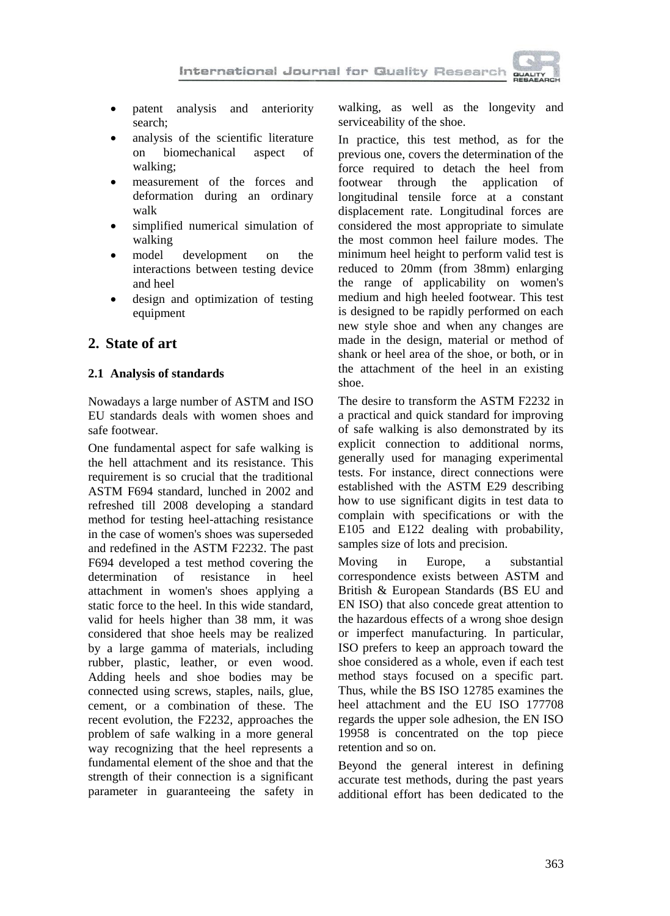- patent analysis and anteriority search;
- analysis of the scientific literature on biomechanical aspect of walking;
- measurement of the forces and deformation during an ordinary walk
- simplified numerical simulation of walking
- model development on the interactions between testing device and heel
- design and optimization of testing equipment

## 2. State of art

### 2.1 Analysis of standards

Nowadays a large number of ASTM and ISO EU standards deals with women shoes and safe footwear.

One fundamental aspect for safe walking is the hell attachment and its resistance. This requirement is so crucial that the traditional ASTM F694 standard, lunched in 2002 and refreshed till 2008 developing a standard method for testing heel-attaching resistance in the case of women's shoes was superseded and redefined in the ASTM F2232. The past F694 developed a test method covering the determination of resistance in heel attachment in women's shoes applying a static force to the heel. In this wide standard, valid for heels higher than 38 mm, it was considered that shoe heels may be realized by a large gamma of materials, including rubber, plastic, leather, or even wood. Adding heels and shoe bodies may be connected using screws, staples, nails, glue, cement, or a combination of these. The recent evolution, the F2232, approaches the problem of safe walking in a more general way recognizing that the heel represents a fundamental element of the shoe and that the strength of their connection is a significant parameter in guaranteeing the safety in walking, as well as the longevity and serviceability of the shoe.

In practice, this test method, as for the previous one, covers the determination of the force required to detach the heel from footwear through the application of longitudinal tensile force at a constant displacement rate. Longitudinal forces are considered the most appropriate to simulate the most common heel failure modes. The minimum heel height to perform valid test is reduced to 20mm (from 38mm) enlarging the range of applicability on women's medium and high heeled footwear. This test is designed to be rapidly performed on each new style shoe and when any changes are made in the design, material or method of shank or heel area of the shoe, or both, or in the attachment of the heel in an existing shoe.

The desire to transform the ASTM F2232 in a practical and quick standard for improving of safe walking is also demonstrated by its explicit connection to additional norms, generally used for managing experimental tests. For instance, direct connections were established with the ASTM E29 describing how to use significant digits in test data to complain with specifications or with the E105 and E122 dealing with probability, samples size of lots and precision.

Moving in Europe, a substantial correspondence exists between ASTM and British & European Standards (BS EU and EN ISO) that also concede great attention to the hazardous effects of a wrong shoe design or imperfect manufacturing. In particular, ISO prefers to keep an approach toward the shoe considered as a whole, even if each test method stays focused on a specific part. Thus, while the BS ISO 12785 examines the heel attachment and the EU ISO 177708 regards the upper sole adhesion, the EN ISO 19958 is concentrated on the top piece retention and so on.

Beyond the general interest in defining accurate test methods, during the past years additional effort has been dedicated to the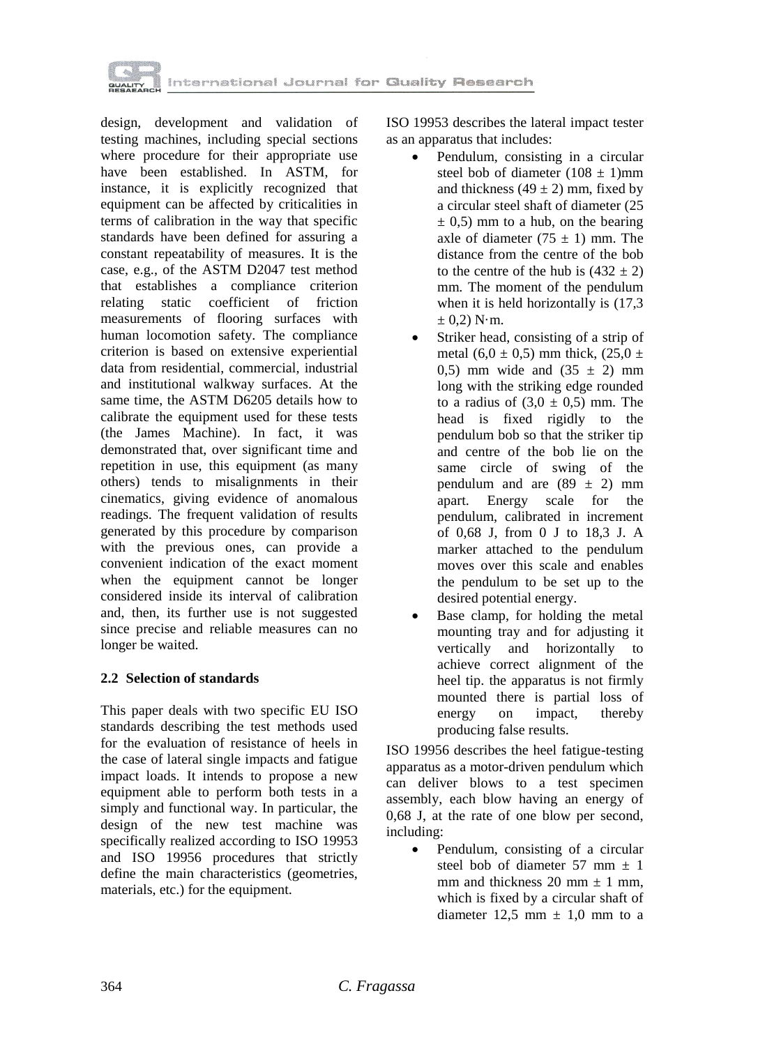design, development and validation of testing machines, including special sections where procedure for their appropriate use have been established. In ASTM, for instance, it is explicitly recognized that equipment can be affected by criticalities in terms of calibration in the way that specific standards have been defined for assuring a constant repeatability of measures. It is the case, e.g., of the ASTM D2047 test method that establishes a compliance criterion relating static coefficient of friction measurements of flooring surfaces with human locomotion safety. The compliance criterion is based on extensive experiential data from residential, commercial, industrial and institutional walkway surfaces. At the same time, the ASTM D6205 details how to calibrate the equipment used for these tests (the James Machine). In fact, it was demonstrated that, over significant time and repetition in use, this equipment (as many others) tends to misalignments in their cinematics, giving evidence of anomalous readings. The frequent validation of results generated by this procedure by comparison with the previous ones, can provide a convenient indication of the exact moment when the equipment cannot be longer considered inside its interval of calibration and, then, its further use is not suggested since precise and reliable measures can no longer be waited.

### 2.2 Selection of standards

This paper deals with two specific EU ISO standards describing the test methods used for the evaluation of resistance of heels in the case of lateral single impacts and fatigue impact loads. It intends to propose a new equipment able to perform both tests in a simply and functional way. In particular, the design of the new test machine was specifically realized according to ISO 19953 and ISO 19956 procedures that strictly define the main characteristics (geometries, materials, etc.) for the equipment.

ISO 19953 describes the lateral impact tester as an apparatus that includes:

- Pendulum, consisting in a circular steel bob of diameter (108 ± 1)mm and thickness (49 ± 2) mm, fixed by a circular steel shaft of diameter (25 ± 0,5) mm to a hub, on the bearing axle of diameter (75 ± 1) mm. The distance from the centre of the bob to the centre of the hub is (432 ± 2) mm. The moment of the pendulum when it is held horizontally is (17,3 ± 0,2) N·m.
- Striker head, consisting of a strip of metal (6,0 ± 0,5) mm thick, (25,0 ± 0,5) mm wide and (35 ± 2) mm long with the striking edge rounded to a radius of (3,0 ± 0,5) mm. The head is fixed rigidly to the pendulum bob so that the striker tip and centre of the bob lie on the same circle of swing of the pendulum and are (89 ± 2) mm apart. Energy scale for the pendulum, calibrated in increment of 0,68 J, from 0 J to 18,3 J. A marker attached to the pendulum moves over this scale and enables the pendulum to be set up to the desired potential energy.
- Base clamp, for holding the metal mounting tray and for adjusting it vertically and horizontally to achieve correct alignment of the heel tip. the apparatus is not firmly mounted there is partial loss of energy on impact, thereby producing false results.

ISO 19956 describes the heel fatigue-testing apparatus as a motor-driven pendulum which can deliver blows to a test specimen assembly, each blow having an energy of 0,68 J, at the rate of one blow per second, including:

- Pendulum, consisting of a circular steel bob of diameter 57 mm ± 1 mm and thickness 20 mm ± 1 mm, which is fixed by a circular shaft of diameter 12,5 mm ± 1,0 mm to a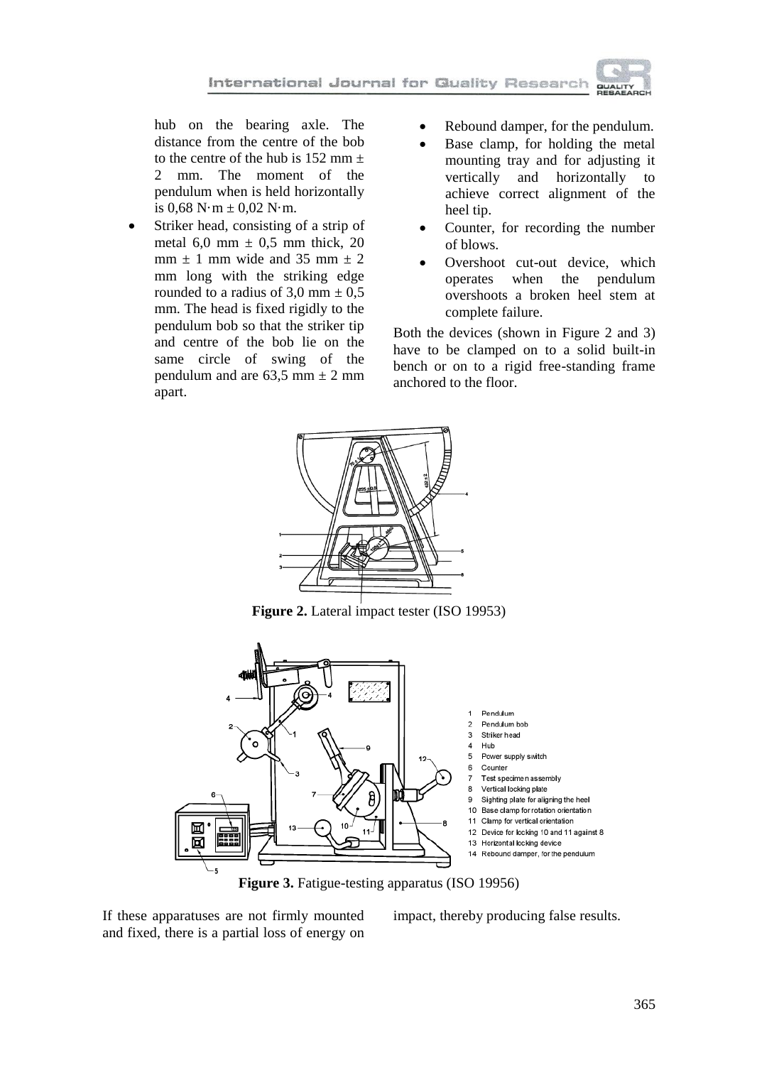hub on the bearing axle. The distance from the centre of the bob to the centre of the hub is 152 mm ± 2 mm. The moment of the pendulum when is held horizontally is 0,68 N·m ± 0,02 N·m.

- Striker head, consisting of a strip of metal 6,0 mm ± 0,5 mm thick, 20 mm ± 1 mm wide and 35 mm ± 2 mm long with the striking edge rounded to a radius of 3,0 mm ± 0,5 mm. The head is fixed rigidly to the pendulum bob so that the striker tip and centre of the bob lie on the same circle of swing of the pendulum and are 63,5 mm ± 2 mm apart.
- Rebound damper, for the pendulum.
- Base clamp, for holding the metal mounting tray and for adjusting it vertically and horizontally to achieve correct alignment of the heel tip.
- Counter, for recording the number of blows.
- Overshoot cut-out device, which operates when the pendulum overshoots a broken heel stem at complete failure.

Both the devices (shown in Figure 2 and 3) have to be clamped on to a solid built-in bench or on to a rigid free-standing frame anchored to the floor.

**Figure 2.** Lateral impact tester (ISO 19953)

1 Pendulum
2 Pendulum bob
3 Striker head
4 Hub
5 Power supply switch
6 Counter
7 Test specimen assembly
8 Vertical locking plate
9 Sighting plate for aligning the heel
10 Base clamp for rotation orientation
11 Clamp for vertical orientation
12 Device for locking 10 and 11 against 8
13 Horizontal locking device
14 Rebound damper, for the pendulum

**Figure 3.** Fatigue-testing apparatus (ISO 19956)

If these apparatuses are not firmly mounted and fixed, there is a partial loss of energy on impact, thereby producing false results.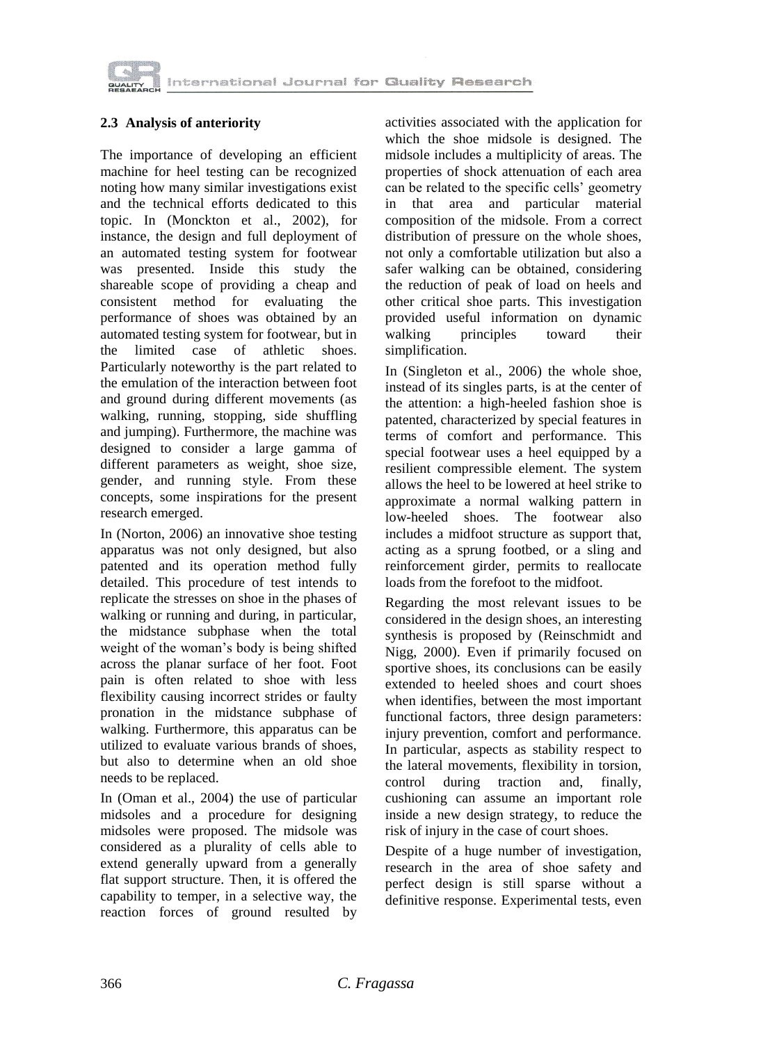### 2.3 Analysis of anteriority

The importance of developing an efficient machine for heel testing can be recognized noting how many similar investigations exist and the technical efforts dedicated to this topic. In (Monckton et al., 2002), for instance, the design and full deployment of an automated testing system for footwear was presented. Inside this study the shareable scope of providing a cheap and consistent method for evaluating the performance of shoes was obtained by an automated testing system for footwear, but in the limited case of athletic shoes. Particularly noteworthy is the part related to the emulation of the interaction between foot and ground during different movements (as walking, running, stopping, side shuffling and jumping). Furthermore, the machine was designed to consider a large gamma of different parameters as weight, shoe size, gender, and running style. From these concepts, some inspirations for the present research emerged.

In (Norton, 2006) an innovative shoe testing apparatus was not only designed, but also patented and its operation method fully detailed. This procedure of test intends to replicate the stresses on shoe in the phases of walking or running and during, in particular, the midstance subphase when the total weight of the woman's body is being shifted across the planar surface of her foot. Foot pain is often related to shoe with less flexibility causing incorrect strides or faulty pronation in the midstance subphase of walking. Furthermore, this apparatus can be utilized to evaluate various brands of shoes, but also to determine when an old shoe needs to be replaced.

In (Oman et al., 2004) the use of particular midsoles and a procedure for designing midsoles were proposed. The midsole was considered as a plurality of cells able to extend generally upward from a generally flat support structure. Then, it is offered the capability to temper, in a selective way, the reaction forces of ground resulted by activities associated with the application for which the shoe midsole is designed. The midsole includes a multiplicity of areas. The properties of shock attenuation of each area can be related to the specific cells' geometry in that area and particular material composition of the midsole. From a correct distribution of pressure on the whole shoes, not only a comfortable utilization but also a safer walking can be obtained, considering the reduction of peak of load on heels and other critical shoe parts. This investigation provided useful information on dynamic walking principles toward their simplification.

In (Singleton et al., 2006) the whole shoe, instead of its singles parts, is at the center of the attention: a high-heeled fashion shoe is patented, characterized by special features in terms of comfort and performance. This special footwear uses a heel equipped by a resilient compressible element. The system allows the heel to be lowered at heel strike to approximate a normal walking pattern in low-heeled shoes. The footwear also includes a midfoot structure as support that, acting as a sprung footbed, or a sling and reinforcement girder, permits to reallocate loads from the forefoot to the midfoot.

Regarding the most relevant issues to be considered in the design shoes, an interesting synthesis is proposed by (Reinschmidt and Nigg, 2000). Even if primarily focused on sportive shoes, its conclusions can be easily extended to heeled shoes and court shoes when identifies, between the most important functional factors, three design parameters: injury prevention, comfort and performance. In particular, aspects as stability respect to the lateral movements, flexibility in torsion, control during traction and, finally, cushioning can assume an important role inside a new design strategy, to reduce the risk of injury in the case of court shoes.

Despite of a huge number of investigation, research in the area of shoe safety and perfect design is still sparse without a definitive response. Experimental tests, even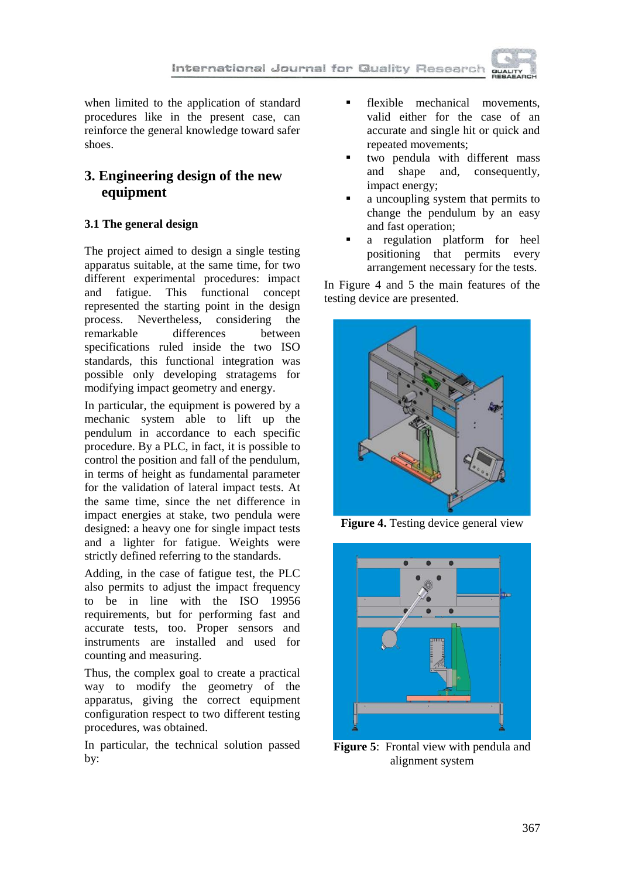when limited to the application of standard procedures like in the present case, can reinforce the general knowledge toward safer shoes.

## 3. Engineering design of the new equipment

### 3.1 The general design

The project aimed to design a single testing apparatus suitable, at the same time, for two different experimental procedures: impact and fatigue. This functional concept represented the starting point in the design process. Nevertheless, considering the remarkable differences between specifications ruled inside the two ISO standards, this functional integration was possible only developing stratagems for modifying impact geometry and energy.

In particular, the equipment is powered by a mechanic system able to lift up the pendulum in accordance to each specific procedure. By a PLC, in fact, it is possible to control the position and fall of the pendulum, in terms of height as fundamental parameter for the validation of lateral impact tests. At the same time, since the net difference in impact energies at stake, two pendula were designed: a heavy one for single impact tests and a lighter for fatigue. Weights were strictly defined referring to the standards.

Adding, in the case of fatigue test, the PLC also permits to adjust the impact frequency to be in line with the ISO 19956 requirements, but for performing fast and accurate tests, too. Proper sensors and instruments are installed and used for counting and measuring.

Thus, the complex goal to create a practical way to modify the geometry of the apparatus, giving the correct equipment configuration respect to two different testing procedures, was obtained.

In particular, the technical solution passed by:

- flexible mechanical movements, valid either for the case of an accurate and single hit or quick and repeated movements;
- two pendula with different mass and shape and, consequently, impact energy;
- a uncoupling system that permits to change the pendulum by an easy and fast operation;
- a regulation platform for heel positioning that permits every arrangement necessary for the tests.

In Figure 4 and 5 the main features of the testing device are presented.

**Figure 4.** Testing device general view

**Figure 5**: Frontal view with pendula and alignment system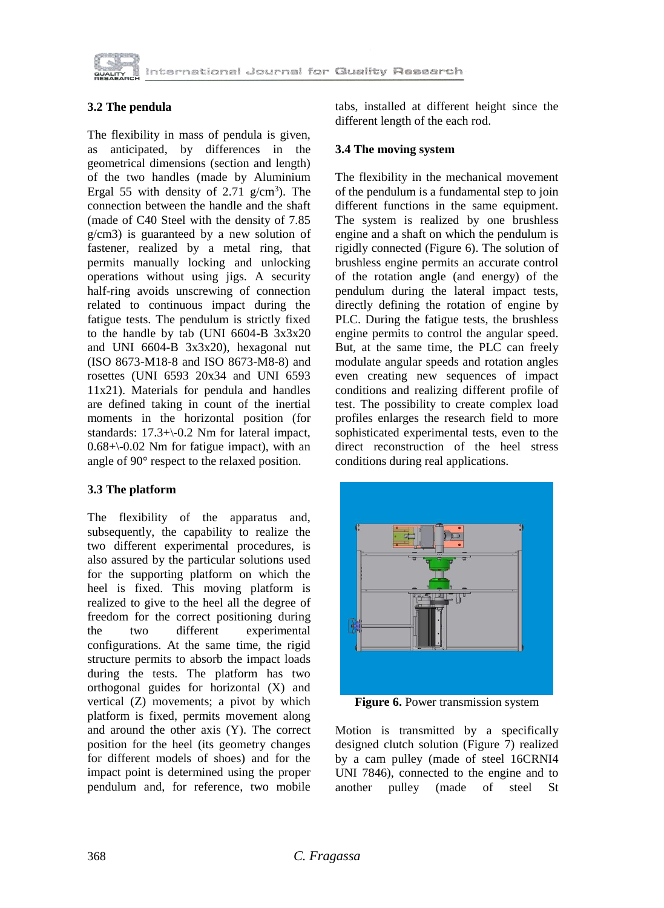### 3.2 The pendula

The flexibility in mass of pendula is given, as anticipated, by differences in the geometrical dimensions (section and length) of the two handles (made by Aluminium Ergal 55 with density of 2.71 g/cm$^3$). The connection between the handle and the shaft (made of C40 Steel with the density of 7.85 g/cm3) is guaranteed by a new solution of fastener, realized by a metal ring, that permits manually locking and unlocking operations without using jigs. A security half-ring avoids unscrewing of connection related to continuous impact during the fatigue tests. The pendulum is strictly fixed to the handle by tab (UNI 6604-B 3x3x20 and UNI 6604-B 3x3x20), hexagonal nut (ISO 8673-M18-8 and ISO 8673-M8-8) and rosettes (UNI 6593 20x34 and UNI 6593 11x21). Materials for pendula and handles are defined taking in count of the inertial moments in the horizontal position (for standards: 17.3+\-0.2 Nm for lateral impact, 0.68+\-0.02 Nm for fatigue impact), with an angle of 90° respect to the relaxed position.

### 3.3 The platform

The flexibility of the apparatus and, subsequently, the capability to realize the two different experimental procedures, is also assured by the particular solutions used for the supporting platform on which the heel is fixed. This moving platform is realized to give to the heel all the degree of freedom for the correct positioning during the two different experimental configurations. At the same time, the rigid structure permits to absorb the impact loads during the tests. The platform has two orthogonal guides for horizontal (X) and vertical (Z) movements; a pivot by which platform is fixed, permits movement along and around the other axis (Y). The correct position for the heel (its geometry changes for different models of shoes) and for the impact point is determined using the proper pendulum and, for reference, two mobile tabs, installed at different height since the different length of the each rod.

### 3.4 The moving system

The flexibility in the mechanical movement of the pendulum is a fundamental step to join different functions in the same equipment. The system is realized by one brushless engine and a shaft on which the pendulum is rigidly connected (Figure 6). The solution of brushless engine permits an accurate control of the rotation angle (and energy) of the pendulum during the lateral impact tests, directly defining the rotation of engine by PLC. During the fatigue tests, the brushless engine permits to control the angular speed. But, at the same time, the PLC can freely modulate angular speeds and rotation angles even creating new sequences of impact conditions and realizing different profile of test. The possibility to create complex load profiles enlarges the research field to more sophisticated experimental tests, even to the direct reconstruction of the heel stress conditions during real applications.

**Figure 6.** Power transmission system

Motion is transmitted by a specifically designed clutch solution (Figure 7) realized by a cam pulley (made of steel 16CRNI4 UNI 7846), connected to the engine and to another pulley (made of steel St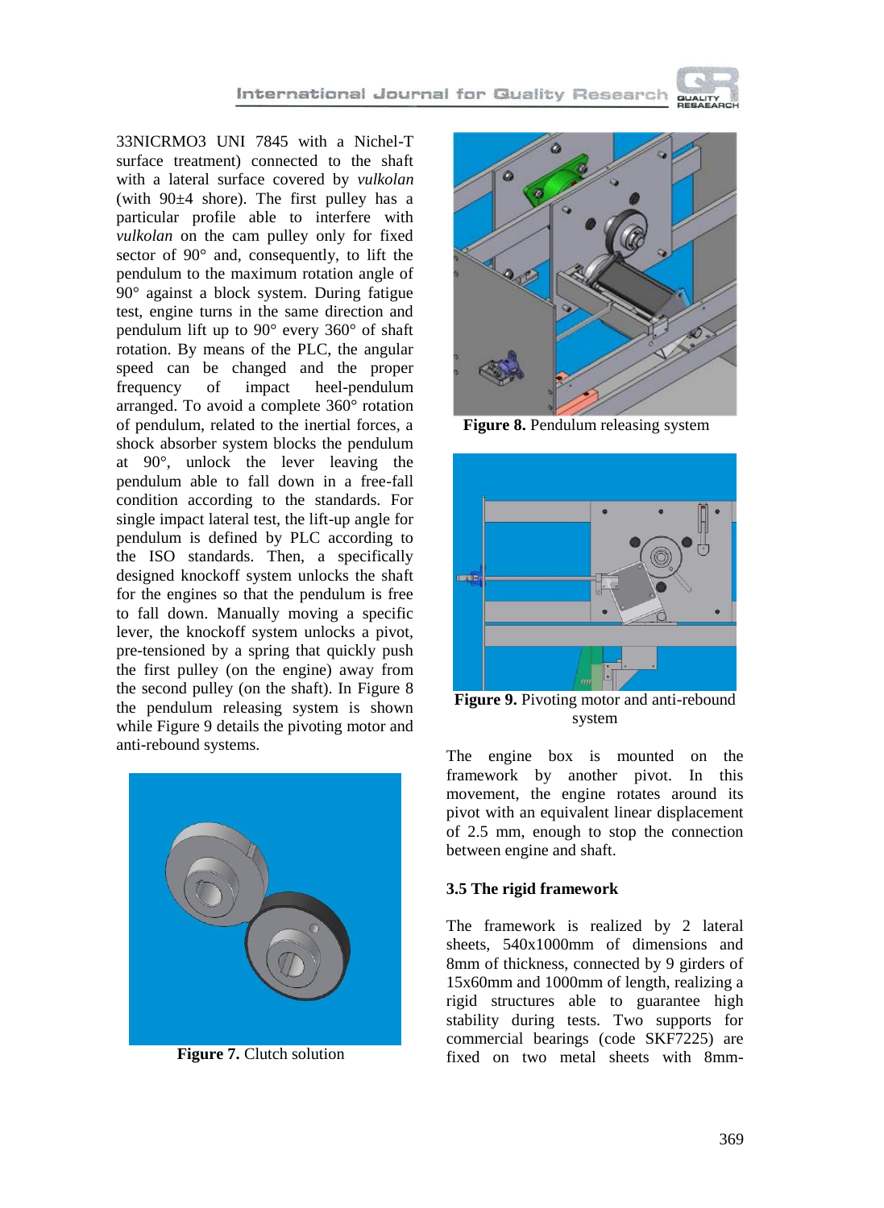33NICRMO3 UNI 7845 with a Nichel-T surface treatment) connected to the shaft with a lateral surface covered by *vulkolan* (with 90±4 shore). The first pulley has a particular profile able to interfere with *vulkolan* on the cam pulley only for fixed sector of 90° and, consequently, to lift the pendulum to the maximum rotation angle of 90° against a block system. During fatigue test, engine turns in the same direction and pendulum lift up to 90° every 360° of shaft rotation. By means of the PLC, the angular speed can be changed and the proper frequency of impact heel-pendulum arranged. To avoid a complete 360° rotation of pendulum, related to the inertial forces, a shock absorber system blocks the pendulum at 90°, unlock the lever leaving the pendulum able to fall down in a free-fall condition according to the standards. For single impact lateral test, the lift-up angle for pendulum is defined by PLC according to the ISO standards. Then, a specifically designed knockoff system unlocks the shaft for the engines so that the pendulum is free to fall down. Manually moving a specific lever, the knockoff system unlocks a pivot, pre-tensioned by a spring that quickly push the first pulley (on the engine) away from the second pulley (on the shaft). In Figure 8 the pendulum releasing system is shown while Figure 9 details the pivoting motor and anti-rebound systems.

**Figure 7.** Clutch solution

**Figure 8.** Pendulum releasing system

**Figure 9.** Pivoting motor and anti-rebound system

The engine box is mounted on the framework by another pivot. In this movement, the engine rotates around its pivot with an equivalent linear displacement of 2.5 mm, enough to stop the connection between engine and shaft.

### 3.5 The rigid framework

The framework is realized by 2 lateral sheets, 540x1000mm of dimensions and 8mm of thickness, connected by 9 girders of 15x60mm and 1000mm of length, realizing a rigid structures able to guarantee high stability during tests. Two supports for commercial bearings (code SKF7225) are fixed on two metal sheets with 8mm-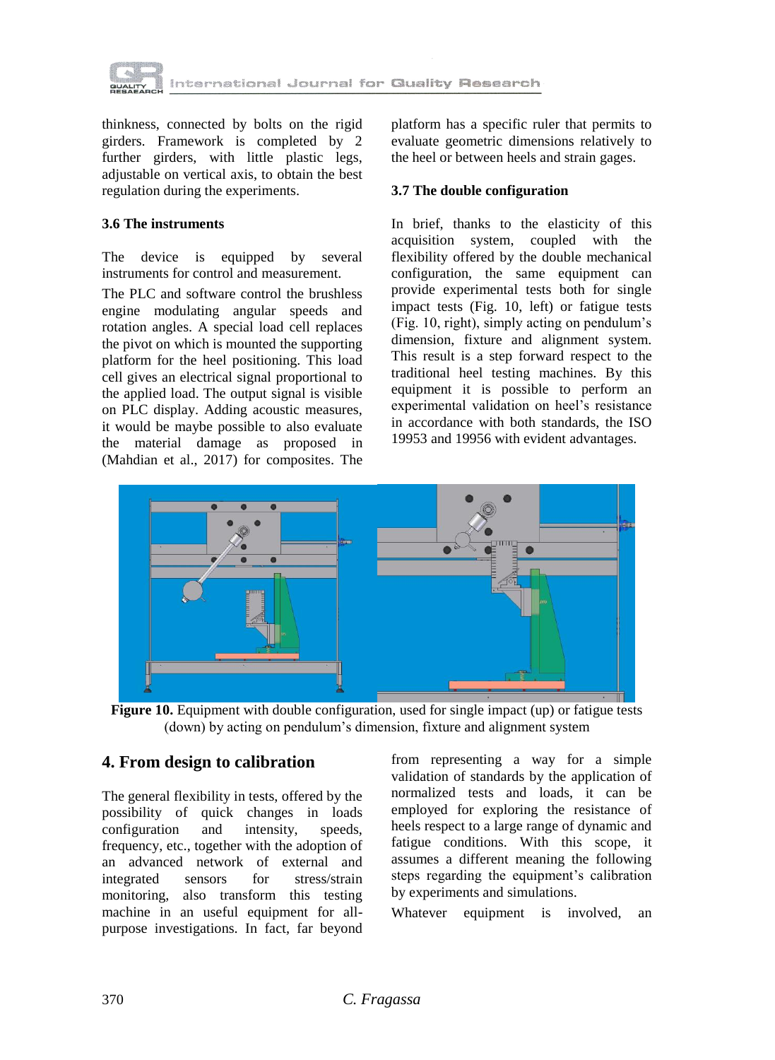thinkness, connected by bolts on the rigid girders. Framework is completed by 2 further girders, with little plastic legs, adjustable on vertical axis, to obtain the best regulation during the experiments.

### 3.6 The instruments

The device is equipped by several instruments for control and measurement.

The PLC and software control the brushless engine modulating angular speeds and rotation angles. A special load cell replaces the pivot on which is mounted the supporting platform for the heel positioning. This load cell gives an electrical signal proportional to the applied load. The output signal is visible on PLC display. Adding acoustic measures, it would be maybe possible to also evaluate the material damage as proposed in (Mahdian et al., 2017) for composites. The platform has a specific ruler that permits to evaluate geometric dimensions relatively to the heel or between heels and strain gages.

### 3.7 The double configuration

In brief, thanks to the elasticity of this acquisition system, coupled with the flexibility offered by the double mechanical configuration, the same equipment can provide experimental tests both for single impact tests (Fig. 10, left) or fatigue tests (Fig. 10, right), simply acting on pendulum's dimension, fixture and alignment system. This result is a step forward respect to the traditional heel testing machines. By this equipment it is possible to perform an experimental validation on heel's resistance in accordance with both standards, the ISO 19953 and 19956 with evident advantages.

**Figure 10.** Equipment with double configuration, used for single impact (up) or fatigue tests (down) by acting on pendulum's dimension, fixture and alignment system

## 4. From design to calibration

The general flexibility in tests, offered by the possibility of quick changes in loads configuration and intensity, speeds, frequency, etc., together with the adoption of an advanced network of external and integrated sensors for stress/strain monitoring, also transform this testing machine in an useful equipment for all-purpose investigations. In fact, far beyond from representing a way for a simple validation of standards by the application of normalized tests and loads, it can be employed for exploring the resistance of heels respect to a large range of dynamic and fatigue conditions. With this scope, it assumes a different meaning the following steps regarding the equipment's calibration by experiments and simulations.

Whatever equipment is involved, an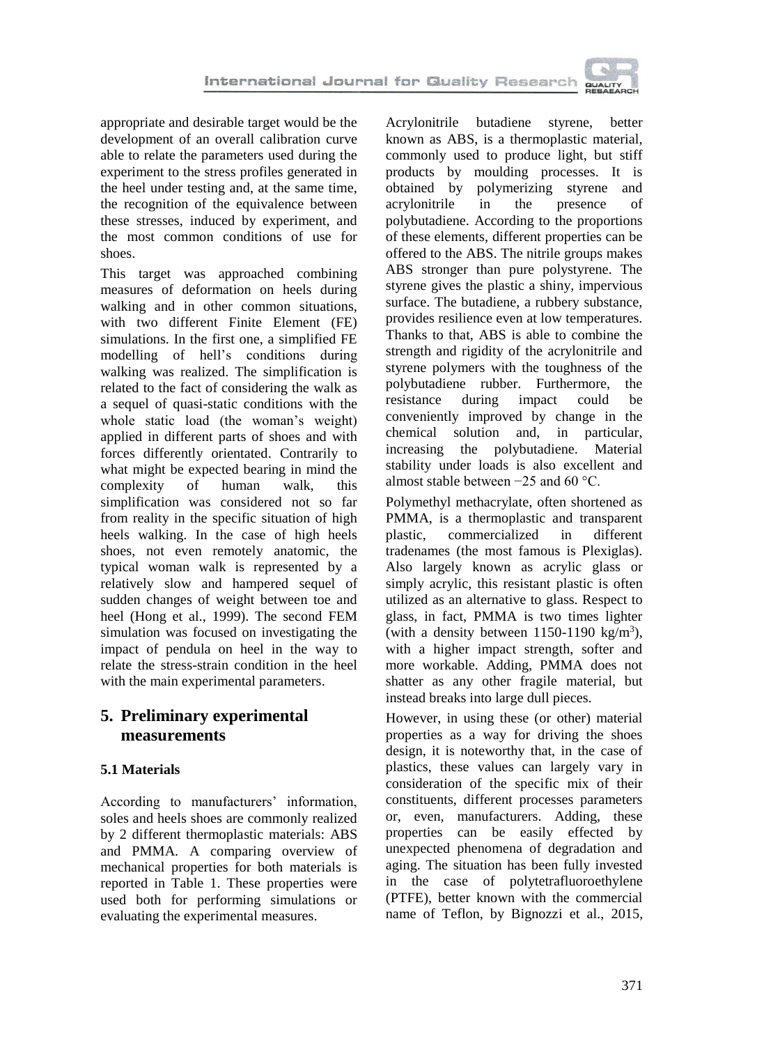appropriate and desirable target would be the development of an overall calibration curve able to relate the parameters used during the experiment to the stress profiles generated in the heel under testing and, at the same time, the recognition of the equivalence between these stresses, induced by experiment, and the most common conditions of use for shoes.

This target was approached combining measures of deformation on heels during walking and in other common situations, with two different Finite Element (FE) simulations. In the first one, a simplified FE modelling of hell's conditions during walking was realized. The simplification is related to the fact of considering the walk as a sequel of quasi-static conditions with the whole static load (the woman's weight) applied in different parts of shoes and with forces differently orientated. Contrarily to what might be expected bearing in mind the complexity of human walk, this simplification was considered not so far from reality in the specific situation of high heels walking. In the case of high heels shoes, not even remotely anatomic, the typical woman walk is represented by a relatively slow and hampered sequel of sudden changes of weight between toe and heel (Hong et al., 1999). The second FEM simulation was focused on investigating the impact of pendula on heel in the way to relate the stress-strain condition in the heel with the main experimental parameters.

## 5. Preliminary experimental measurements

### 5.1 Materials

According to manufacturers' information, soles and heels shoes are commonly realized by 2 different thermoplastic materials: ABS and PMMA. A comparing overview of mechanical properties for both materials is reported in Table 1. These properties were used both for performing simulations or evaluating the experimental measures.

Acrylonitrile butadiene styrene, better known as ABS, is a thermoplastic material, commonly used to produce light, but stiff products by moulding processes. It is obtained by polymerizing styrene and acrylonitrile in the presence of polybutadiene. According to the proportions of these elements, different properties can be offered to the ABS. The nitrile groups makes ABS stronger than pure polystyrene. The styrene gives the plastic a shiny, impervious surface. The butadiene, a rubbery substance, provides resilience even at low temperatures. Thanks to that, ABS is able to combine the strength and rigidity of the acrylonitrile and styrene polymers with the toughness of the polybutadiene rubber. Furthermore, the resistance during impact could be conveniently improved by change in the chemical solution and, in particular, increasing the polybutadiene. Material stability under loads is also excellent and almost stable between −25 and 60 °C.

Polymethyl methacrylate, often shortened as PMMA, is a thermoplastic and transparent plastic, commercialized in different tradenames (the most famous is Plexiglas). Also largely known as acrylic glass or simply acrylic, this resistant plastic is often utilized as an alternative to glass. Respect to glass, in fact, PMMA is two times lighter (with a density between 1150-1190 kg/m$^3$), with a higher impact strength, softer and more workable. Adding, PMMA does not shatter as any other fragile material, but instead breaks into large dull pieces.

However, in using these (or other) material properties as a way for driving the shoes design, it is noteworthy that, in the case of plastics, these values can largely vary in consideration of the specific mix of their constituents, different processes parameters or, even, manufacturers. Adding, these properties can be easily effected by unexpected phenomena of degradation and aging. The situation has been fully invested in the case of polytetrafluoroethylene (PTFE), better known with the commercial name of Teflon, by Bignozzi et al., 2015,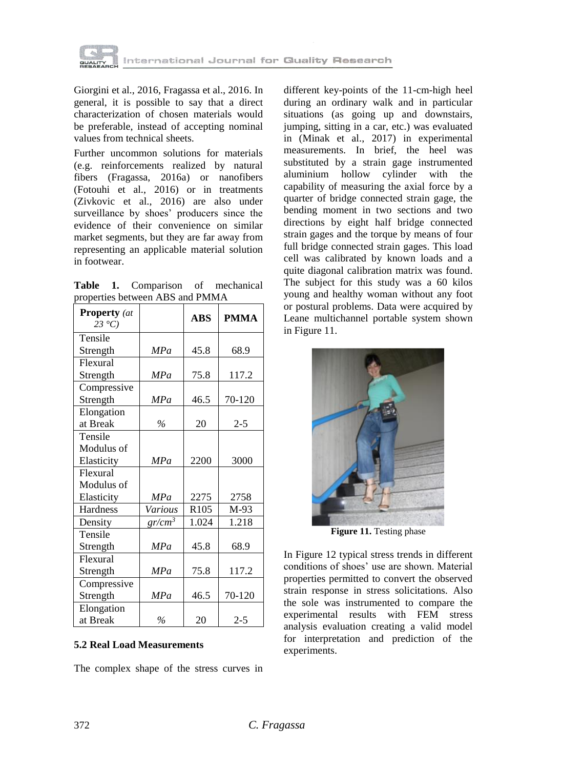Giorgini et al., 2016, Fragassa et al., 2016. In general, it is possible to say that a direct characterization of chosen materials would be preferable, instead of accepting nominal values from technical sheets.

Further uncommon solutions for materials (e.g. reinforcements realized by natural fibers (Fragassa, 2016a) or nanofibers (Fotouhi et al., 2016) or in treatments (Zivkovic et al., 2016) are also under surveillance by shoes' producers since the evidence of their convenience on similar market segments, but they are far away from representing an applicable material solution in footwear.

**Table 1.** Comparison of mechanical properties between ABS and PMMA

| **Property** *(at 23 °C)* | | **ABS** | **PMMA** |
|---|---|---|---|
| Tensile Strength | *MPa* | 45.8 | 68.9 |
| Flexural Strength | *MPa* | 75.8 | 117.2 |
| Compressive Strength | *MPa* | 46.5 | 70-120 |
| Elongation at Break | *%* | 20 | 2-5 |
| Tensile Modulus of Elasticity | *MPa* | 2200 | 3000 |
| Flexural Modulus of Elasticity | *MPa* | 2275 | 2758 |
| Hardness | *Various* | R105 | M-93 |
| Density | *gr/cm*$^3$ | 1.024 | 1.218 |
| Tensile Strength | *MPa* | 45.8 | 68.9 |
| Flexural Strength | *MPa* | 75.8 | 117.2 |
| Compressive Strength | *MPa* | 46.5 | 70-120 |
| Elongation at Break | *%* | 20 | 2-5 |

### 5.2 Real Load Measurements

The complex shape of the stress curves in different key-points of the 11-cm-high heel during an ordinary walk and in particular situations (as going up and downstairs, jumping, sitting in a car, etc.) was evaluated in (Minak et al., 2017) in experimental measurements. In brief, the heel was substituted by a strain gage instrumented aluminium hollow cylinder with the capability of measuring the axial force by a quarter of bridge connected strain gage, the bending moment in two sections and two directions by eight half bridge connected strain gages and the torque by means of four full bridge connected strain gages. This load cell was calibrated by known loads and a quite diagonal calibration matrix was found. The subject for this study was a 60 kilos young and healthy woman without any foot or postural problems. Data were acquired by Leane multichannel portable system shown in Figure 11.

**Figure 11.** Testing phase

In Figure 12 typical stress trends in different conditions of shoes' use are shown. Material properties permitted to convert the observed strain response in stress solicitations. Also the sole was instrumented to compare the experimental results with FEM stress analysis evaluation creating a valid model for interpretation and prediction of the experiments.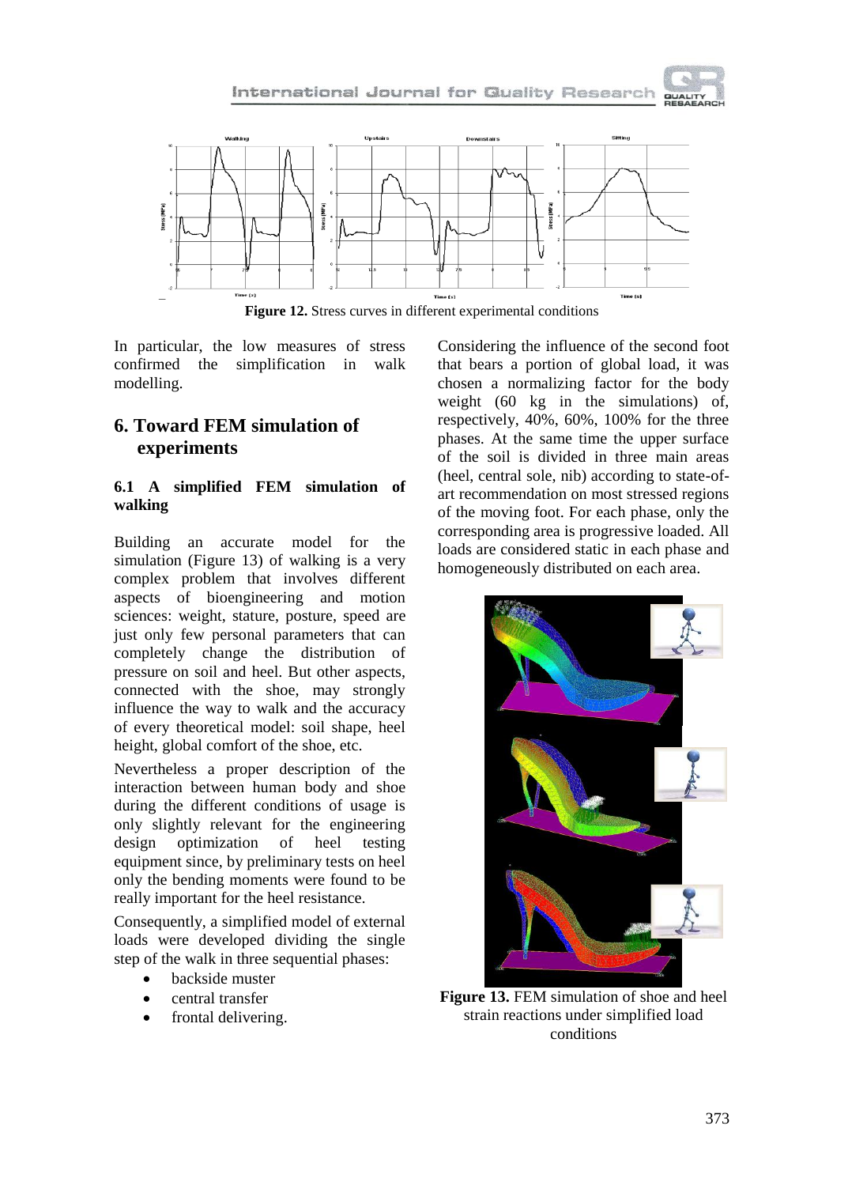**Figure 12.** Stress curves in different experimental conditions

In particular, the low measures of stress confirmed the simplification in walk modelling.

## 6. Toward FEM simulation of experiments

### 6.1 A simplified FEM simulation of walking

Building an accurate model for the simulation (Figure 13) of walking is a very complex problem that involves different aspects of bioengineering and motion sciences: weight, stature, posture, speed are just only few personal parameters that can completely change the distribution of pressure on soil and heel. But other aspects, connected with the shoe, may strongly influence the way to walk and the accuracy of every theoretical model: soil shape, heel height, global comfort of the shoe, etc.

Nevertheless a proper description of the interaction between human body and shoe during the different conditions of usage is only slightly relevant for the engineering design optimization of heel testing equipment since, by preliminary tests on heel only the bending moments were found to be really important for the heel resistance.

Consequently, a simplified model of external loads were developed dividing the single step of the walk in three sequential phases:

- backside muster
- central transfer
- frontal delivering.

Considering the influence of the second foot that bears a portion of global load, it was chosen a normalizing factor for the body weight (60 kg in the simulations) of, respectively, 40%, 60%, 100% for the three phases. At the same time the upper surface of the soil is divided in three main areas (heel, central sole, nib) according to state-of-art recommendation on most stressed regions of the moving foot. For each phase, only the corresponding area is progressive loaded. All loads are considered static in each phase and homogeneously distributed on each area.

**Figure 13.** FEM simulation of shoe and heel strain reactions under simplified load conditions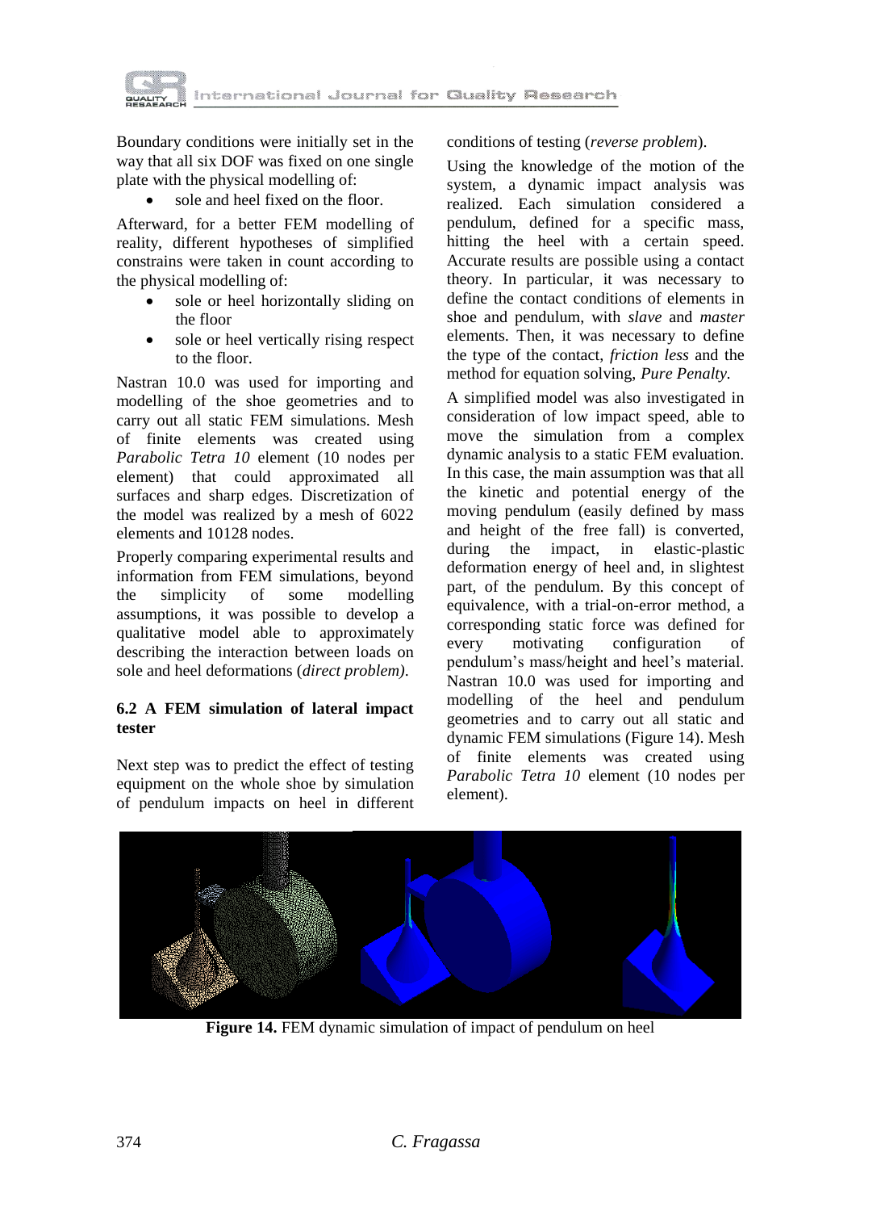Boundary conditions were initially set in the way that all six DOF was fixed on one single plate with the physical modelling of:

- sole and heel fixed on the floor.

Afterward, for a better FEM modelling of reality, different hypotheses of simplified constrains were taken in count according to the physical modelling of:

- sole or heel horizontally sliding on the floor
- sole or heel vertically rising respect to the floor.

Nastran 10.0 was used for importing and modelling of the shoe geometries and to carry out all static FEM simulations. Mesh of finite elements was created using *Parabolic Tetra 10* element (10 nodes per element) that could approximated all surfaces and sharp edges. Discretization of the model was realized by a mesh of 6022 elements and 10128 nodes.

Properly comparing experimental results and information from FEM simulations, beyond the simplicity of some modelling assumptions, it was possible to develop a qualitative model able to approximately describing the interaction between loads on sole and heel deformations (*direct problem).*

### 6.2 A FEM simulation of lateral impact tester

Next step was to predict the effect of testing equipment on the whole shoe by simulation of pendulum impacts on heel in different conditions of testing (*reverse problem*).

Using the knowledge of the motion of the system, a dynamic impact analysis was realized. Each simulation considered a pendulum, defined for a specific mass, hitting the heel with a certain speed. Accurate results are possible using a contact theory. In particular, it was necessary to define the contact conditions of elements in shoe and pendulum, with *slave* and *master* elements. Then, it was necessary to define the type of the contact, *friction less* and the method for equation solving, *Pure Penalty.*

A simplified model was also investigated in consideration of low impact speed, able to move the simulation from a complex dynamic analysis to a static FEM evaluation. In this case, the main assumption was that all the kinetic and potential energy of the moving pendulum (easily defined by mass and height of the free fall) is converted, during the impact, in elastic-plastic deformation energy of heel and, in slightest part, of the pendulum. By this concept of equivalence, with a trial-on-error method, a corresponding static force was defined for every motivating configuration of pendulum's mass/height and heel's material. Nastran 10.0 was used for importing and modelling of the heel and pendulum geometries and to carry out all static and dynamic FEM simulations (Figure 14). Mesh of finite elements was created using *Parabolic Tetra 10* element (10 nodes per element).

**Figure 14.** FEM dynamic simulation of impact of pendulum on heel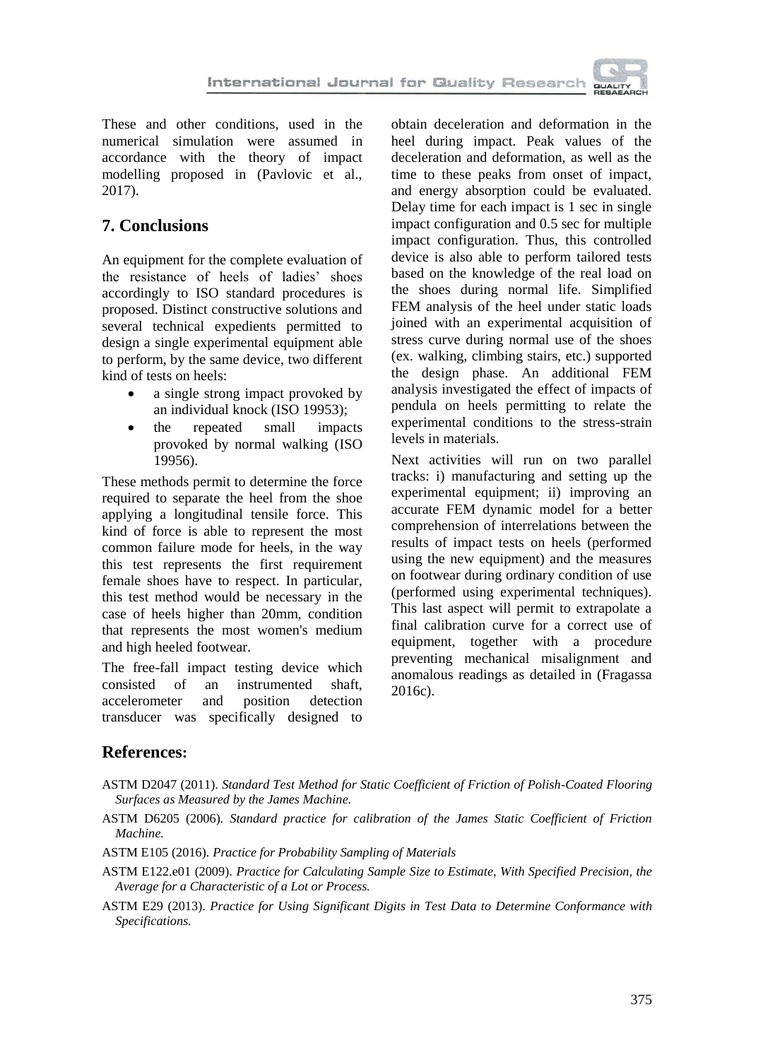These and other conditions, used in the numerical simulation were assumed in accordance with the theory of impact modelling proposed in (Pavlovic et al., 2017).

## 7. Conclusions

An equipment for the complete evaluation of the resistance of heels of ladies' shoes accordingly to ISO standard procedures is proposed. Distinct constructive solutions and several technical expedients permitted to design a single experimental equipment able to perform, by the same device, two different kind of tests on heels:

- a single strong impact provoked by an individual knock (ISO 19953);
- the repeated small impacts provoked by normal walking (ISO 19956).

These methods permit to determine the force required to separate the heel from the shoe applying a longitudinal tensile force. This kind of force is able to represent the most common failure mode for heels, in the way this test represents the first requirement female shoes have to respect. In particular, this test method would be necessary in the case of heels higher than 20mm, condition that represents the most women's medium and high heeled footwear.

The free-fall impact testing device which consisted of an instrumented shaft, accelerometer and position detection transducer was specifically designed to obtain deceleration and deformation in the heel during impact. Peak values of the deceleration and deformation, as well as the time to these peaks from onset of impact, and energy absorption could be evaluated. Delay time for each impact is 1 sec in single impact configuration and 0.5 sec for multiple impact configuration. Thus, this controlled device is also able to perform tailored tests based on the knowledge of the real load on the shoes during normal life. Simplified FEM analysis of the heel under static loads joined with an experimental acquisition of stress curve during normal use of the shoes (ex. walking, climbing stairs, etc.) supported the design phase. An additional FEM analysis investigated the effect of impacts of pendula on heels permitting to relate the experimental conditions to the stress-strain levels in materials.

Next activities will run on two parallel tracks: i) manufacturing and setting up the experimental equipment; ii) improving an accurate FEM dynamic model for a better comprehension of interrelations between the results of impact tests on heels (performed using the new equipment) and the measures on footwear during ordinary condition of use (performed using experimental techniques). This last aspect will permit to extrapolate a final calibration curve for a correct use of equipment, together with a procedure preventing mechanical misalignment and anomalous readings as detailed in (Fragassa 2016c).

## References:

ASTM D2047 (2011). *Standard Test Method for Static Coefficient of Friction of Polish-Coated Flooring Surfaces as Measured by the James Machine.*

ASTM D6205 (2006). *Standard practice for calibration of the James Static Coefficient of Friction Machine.*

ASTM E105 (2016). *Practice for Probability Sampling of Materials*

ASTM E122.e01 (2009). *Practice for Calculating Sample Size to Estimate, With Specified Precision, the Average for a Characteristic of a Lot or Process.*

ASTM E29 (2013). *Practice for Using Significant Digits in Test Data to Determine Conformance with Specifications.*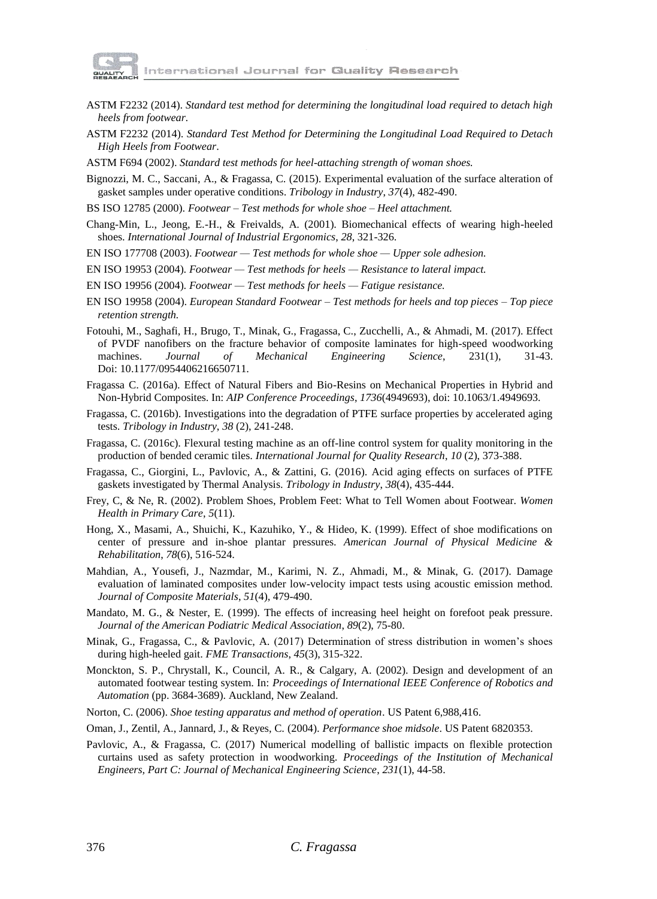ASTM F2232 (2014). *Standard test method for determining the longitudinal load required to detach high heels from footwear.*

ASTM F2232 (2014). *Standard Test Method for Determining the Longitudinal Load Required to Detach High Heels from Footwear*.

ASTM F694 (2002). *Standard test methods for heel-attaching strength of woman shoes.*

Bignozzi, M. C., Saccani, A., & Fragassa, C. (2015). Experimental evaluation of the surface alteration of gasket samples under operative conditions. *Tribology in Industry*, *37*(4), 482-490.

BS ISO 12785 (2000). *Footwear – Test methods for whole shoe – Heel attachment.*

Chang-Min, L., Jeong, E.-H., & Freivalds, A. (2001). Biomechanical effects of wearing high-heeled shoes. *International Journal of Industrial Ergonomics*, *28*, 321-326.

EN ISO 177708 (2003). *Footwear — Test methods for whole shoe — Upper sole adhesion.*

EN ISO 19953 (2004). *Footwear — Test methods for heels — Resistance to lateral impact.*

EN ISO 19956 (2004). *Footwear — Test methods for heels — Fatigue resistance.*

EN ISO 19958 (2004). *European Standard Footwear – Test methods for heels and top pieces – Top piece retention strength.*

Fotouhi, M., Saghafi, H., Brugo, T., Minak, G., Fragassa, C., Zucchelli, A., & Ahmadi, M. (2017). Effect of PVDF nanofibers on the fracture behavior of composite laminates for high-speed woodworking machines. *Journal of Mechanical Engineering Science*, 231(1), 31-43. Doi: 10.1177/0954406216650711.

Fragassa C. (2016a). Effect of Natural Fibers and Bio-Resins on Mechanical Properties in Hybrid and Non-Hybrid Composites. In: *AIP Conference Proceedings*, *1736*(4949693), doi: 10.1063/1.4949693.

Fragassa, C. (2016b). Investigations into the degradation of PTFE surface properties by accelerated aging tests. *Tribology in Industry*, *38* (2), 241-248.

Fragassa, C. (2016c). Flexural testing machine as an off-line control system for quality monitoring in the production of bended ceramic tiles. *International Journal for Quality Research*, *10* (2), 373-388.

Fragassa, C., Giorgini, L., Pavlovic, A., & Zattini, G. (2016). Acid aging effects on surfaces of PTFE gaskets investigated by Thermal Analysis. *Tribology in Industry*, *38*(4), 435-444.

Frey, C, & Ne, R. (2002). Problem Shoes, Problem Feet: What to Tell Women about Footwear. *Women Health in Primary Care*, *5*(11).

Hong, X., Masami, A., Shuichi, K., Kazuhiko, Y., & Hideo, K. (1999). Effect of shoe modifications on center of pressure and in-shoe plantar pressures. *American Journal of Physical Medicine & Rehabilitation*, *78*(6), 516-524.

Mahdian, A., Yousefi, J., Nazmdar, M., Karimi, N. Z., Ahmadi, M., & Minak, G. (2017). Damage evaluation of laminated composites under low-velocity impact tests using acoustic emission method. *Journal of Composite Materials*, *51*(4), 479-490.

Mandato, M. G., & Nester, E. (1999). The effects of increasing heel height on forefoot peak pressure. *Journal of the American Podiatric Medical Association*, *89*(2), 75-80.

Minak, G., Fragassa, C., & Pavlovic, A. (2017) Determination of stress distribution in women's shoes during high-heeled gait. *FME Transactions*, *45*(3), 315-322.

Monckton, S. P., Chrystall, K., Council, A. R., & Calgary, A. (2002). Design and development of an automated footwear testing system. In: *Proceedings of International IEEE Conference of Robotics and Automation* (pp. 3684-3689). Auckland, New Zealand.

Norton, C. (2006). *Shoe testing apparatus and method of operation*. US Patent 6,988,416.

Oman, J., Zentil, A., Jannard, J., & Reyes, C. (2004). *Performance shoe midsole*. US Patent 6820353.

Pavlovic, A., & Fragassa, C. (2017) Numerical modelling of ballistic impacts on flexible protection curtains used as safety protection in woodworking. *Proceedings of the Institution of Mechanical Engineers, Part C: Journal of Mechanical Engineering Science*, *231*(1), 44-58.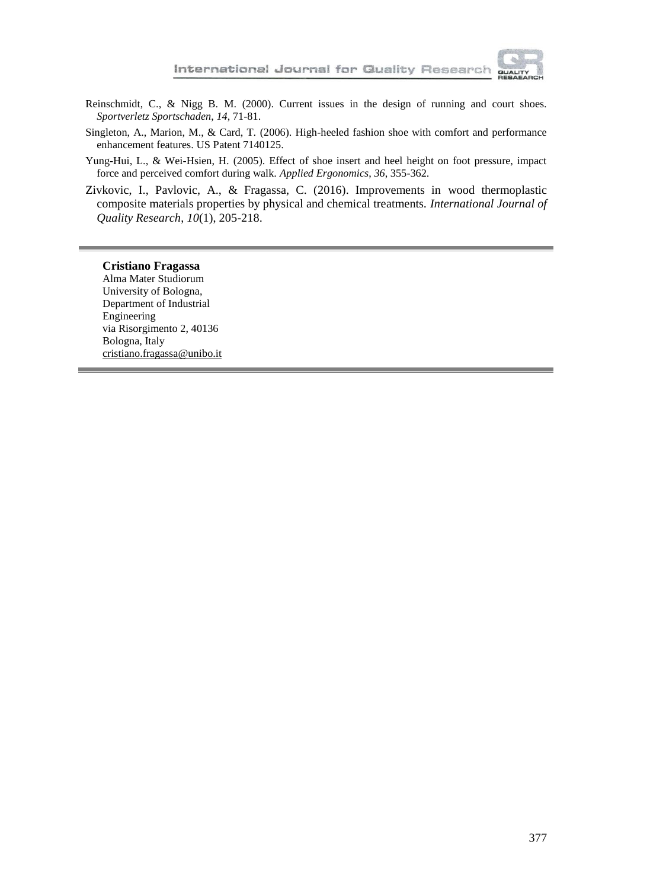Reinschmidt, C., & Nigg B. M. (2000). Current issues in the design of running and court shoes. *Sportverletz Sportschaden*, *14*, 71-81.

Singleton, A., Marion, M., & Card, T. (2006). High-heeled fashion shoe with comfort and performance enhancement features. US Patent 7140125.

Yung-Hui, L., & Wei-Hsien, H. (2005). Effect of shoe insert and heel height on foot pressure, impact force and perceived comfort during walk. *Applied Ergonomics*, *36*, 355-362.

Zivkovic, I., Pavlovic, A., & Fragassa, C. (2016). Improvements in wood thermoplastic composite materials properties by physical and chemical treatments. *International Journal of Quality Research*, *10*(1), 205-218.

---

**Cristiano Fragassa**
Alma Mater Studiorum
University of Bologna,
Department of Industrial
Engineering
via Risorgimento 2, 40136
Bologna, Italy
cristiano.fragassa@unibo.it